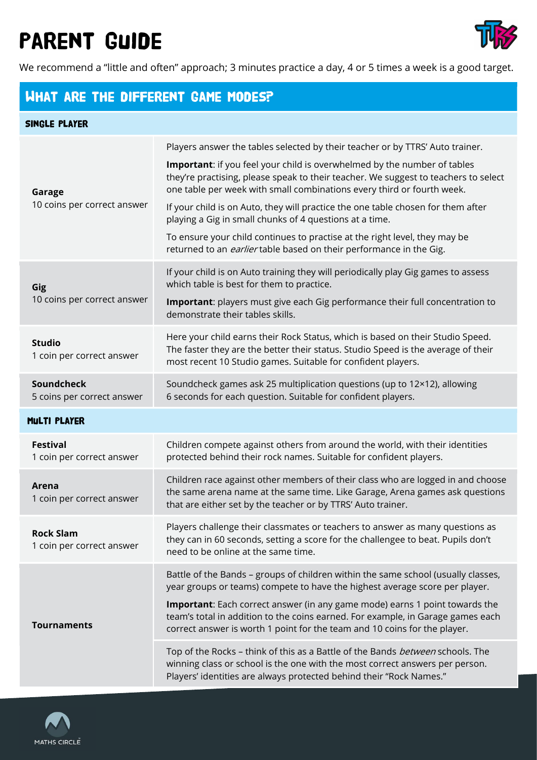# Parent Guide

We recommend a "little and often" approach; 3 minutes practice a day, 4 or 5 times a week is a good target.

## What are the different game modes?

### Single Player

| Mode | Description |
| --- | --- |
| **Garage**<br>10 coins per correct answer | Players answer the tables selected by their teacher or by TTRS' Auto trainer.<br>**Important**: if you feel your child is overwhelmed by the number of tables they're practising, please speak to their teacher. We suggest to teachers to select one table per week with small combinations every third or fourth week.<br>If your child is on Auto, they will practice the one table chosen for them after playing a Gig in small chunks of 4 questions at a time.<br>To ensure your child continues to practise at the right level, they may be returned to an *earlier* table based on their performance in the Gig. |
| **Gig**<br>10 coins per correct answer | If your child is on Auto training they will periodically play Gig games to assess which table is best for them to practice.<br>**Important**: players must give each Gig performance their full concentration to demonstrate their tables skills. |
| **Studio**<br>1 coin per correct answer | Here your child earns their Rock Status, which is based on their Studio Speed. The faster they are the better their status. Studio Speed is the average of their most recent 10 Studio games. Suitable for confident players. |
| **Soundcheck**<br>5 coins per correct answer | Soundcheck games ask 25 multiplication questions (up to 12×12), allowing 6 seconds for each question. Suitable for confident players. |

### Multi Player

| Mode | Description |
| --- | --- |
| **Festival**<br>1 coin per correct answer | Children compete against others from around the world, with their identities protected behind their rock names. Suitable for confident players. |
| **Arena**<br>1 coin per correct answer | Children race against other members of their class who are logged in and choose the same arena name at the same time. Like Garage, Arena games ask questions that are either set by the teacher or by TTRS' Auto trainer. |
| **Rock Slam**<br>1 coin per correct answer | Players challenge their classmates or teachers to answer as many questions as they can in 60 seconds, setting a score for the challengee to beat. Pupils don't need to be online at the same time. |
| **Tournaments** | Battle of the Bands – groups of children within the same school (usually classes, year groups or teams) compete to have the highest average score per player.<br>**Important**: Each correct answer (in any game mode) earns 1 point towards the team's total in addition to the coins earned. For example, in Garage games each correct answer is worth 1 point for the team and 10 coins for the player. |
| | Top of the Rocks – think of this as a Battle of the Bands *between* schools. The winning class or school is the one with the most correct answers per person. Players' identities are always protected behind their "Rock Names." |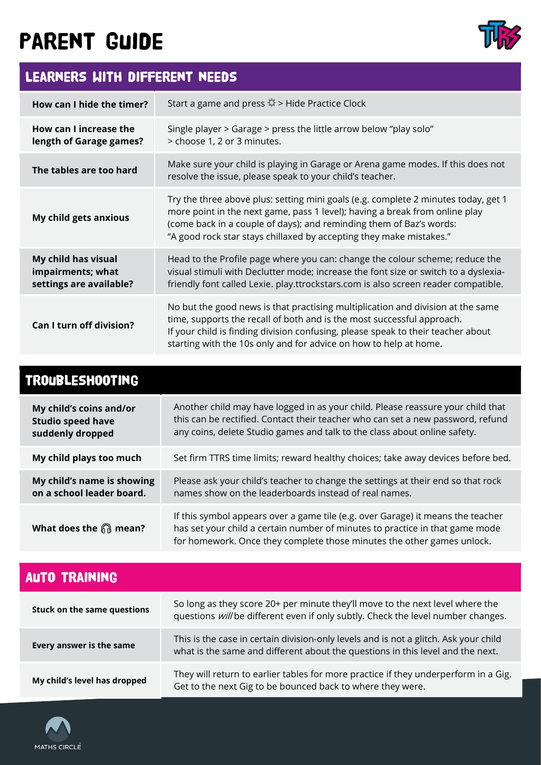# PARENT GUIDE

## LEARNERS WITH DIFFERENT NEEDS

| | |
|---|---|
| **How can I hide the timer?** | Start a game and press ⚙ > Hide Practice Clock |
| **How can I increase the length of Garage games?** | Single player > Garage > press the little arrow below "play solo" > choose 1, 2 or 3 minutes. |
| **The tables are too hard** | Make sure your child is playing in Garage or Arena game modes. If this does not resolve the issue, please speak to your child's teacher. |
| **My child gets anxious** | Try the three above plus: setting mini goals (e.g. complete 2 minutes today, get 1 more point in the next game, pass 1 level); having a break from online play (come back in a couple of days); and reminding them of Baz's words: "A good rock star stays chillaxed by accepting they make mistakes." |
| **My child has visual impairments; what settings are available?** | Head to the Profile page where you can: change the colour scheme; reduce the visual stimuli with Declutter mode; increase the font size or switch to a dyslexia-friendly font called Lexie. play.ttrockstars.com is also screen reader compatible. |
| **Can I turn off division?** | No but the good news is that practising multiplication and division at the same time, supports the recall of both and is the most successful approach. If your child is finding division confusing, please speak to their teacher about starting with the 10s only and for advice on how to help at home. |

## TROUBLESHOOTING

| | |
|---|---|
| **My child's coins and/or Studio speed have suddenly dropped** | Another child may have logged in as your child. Please reassure your child that this can be rectified. Contact their teacher who can set a new password, refund any coins, delete Studio games and talk to the class about online safety. |
| **My child plays too much** | Set firm TTRS time limits; reward healthy choices; take away devices before bed. |
| **My child's name is showing on a school leader board.** | Please ask your child's teacher to change the settings at their end so that rock names show on the leaderboards instead of real names. |
| **What does the 🎧 mean?** | If this symbol appears over a game tile (e.g. over Garage) it means the teacher has set your child a certain number of minutes to practice in that game mode for homework. Once they complete those minutes the other games unlock. |

## AUTO TRAINING

| | |
|---|---|
| **Stuck on the same questions** | So long as they score 20+ per minute they'll move to the next level where the questions *will* be different even if only subtly. Check the level number changes. |
| **Every answer is the same** | This is the case in certain division-only levels and is not a glitch. Ask your child what is the same and different about the questions in this level and the next. |
| **My child's level has dropped** | They will return to earlier tables for more practice if they underperform in a Gig. Get to the next Gig to be bounced back to where they were. |

MATHS CIRCLE